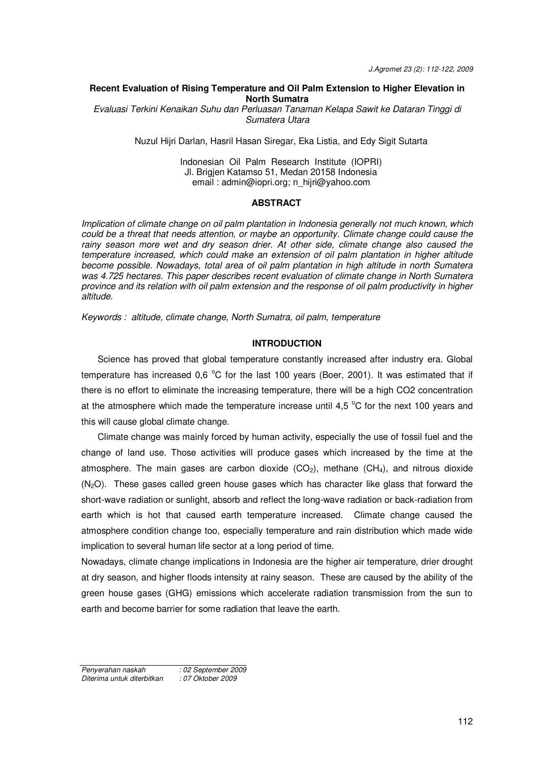# Recent Evaluation of Rising Temperature and Oil Palm Extension to Higher Elevation in North Sumatra

*Evaluasi Terkini Kenaikan Suhu dan Perluasan Tanaman Kelapa Sawit ke Dataran Tinggi di Sumatera Utara*

Nuzul Hijri Darlan, Hasril Hasan Siregar, Eka Listia, and Edy Sigit Sutarta

Indonesian Oil Palm Research Institute (IOPRI)
Jl. Brigjen Katamso 51, Medan 20158 Indonesia
email : admin@iopri.org; n_hijri@yahoo.com

## ABSTRACT

*Implication of climate change on oil palm plantation in Indonesia generally not much known, which could be a threat that needs attention, or maybe an opportunity. Climate change could cause the rainy season more wet and dry season drier. At other side, climate change also caused the temperature increased, which could make an extension of oil palm plantation in higher altitude become possible. Nowadays, total area of oil palm plantation in high altitude in north Sumatera was 4.725 hectares. This paper describes recent evaluation of climate change in North Sumatera province and its relation with oil palm extension and the response of oil palm productivity in higher altitude.*

*Keywords : altitude, climate change, North Sumatra, oil palm, temperature*

## INTRODUCTION

Science has proved that global temperature constantly increased after industry era. Global temperature has increased 0,6 °C for the last 100 years (Boer, 2001). It was estimated that if there is no effort to eliminate the increasing temperature, there will be a high CO2 concentration at the atmosphere which made the temperature increase until 4,5 °C for the next 100 years and this will cause global climate change.

Climate change was mainly forced by human activity, especially the use of fossil fuel and the change of land use. Those activities will produce gases which increased by the time at the atmosphere. The main gases are carbon dioxide ($CO_2$), methane ($CH_4$), and nitrous dioxide ($N_2O$). These gases called green house gases which has character like glass that forward the short-wave radiation or sunlight, absorb and reflect the long-wave radiation or back-radiation from earth which is hot that caused earth temperature increased. Climate change caused the atmosphere condition change too, especially temperature and rain distribution which made wide implication to several human life sector at a long period of time.

Nowadays, climate change implications in Indonesia are the higher air temperature, drier drought at dry season, and higher floods intensity at rainy season. These are caused by the ability of the green house gases (GHG) emissions which accelerate radiation transmission from the sun to earth and become barrier for some radiation that leave the earth.

*Penyerahan naskah : 02 September 2009*
*Diterima untuk diterbitkan : 07 Oktober 2009*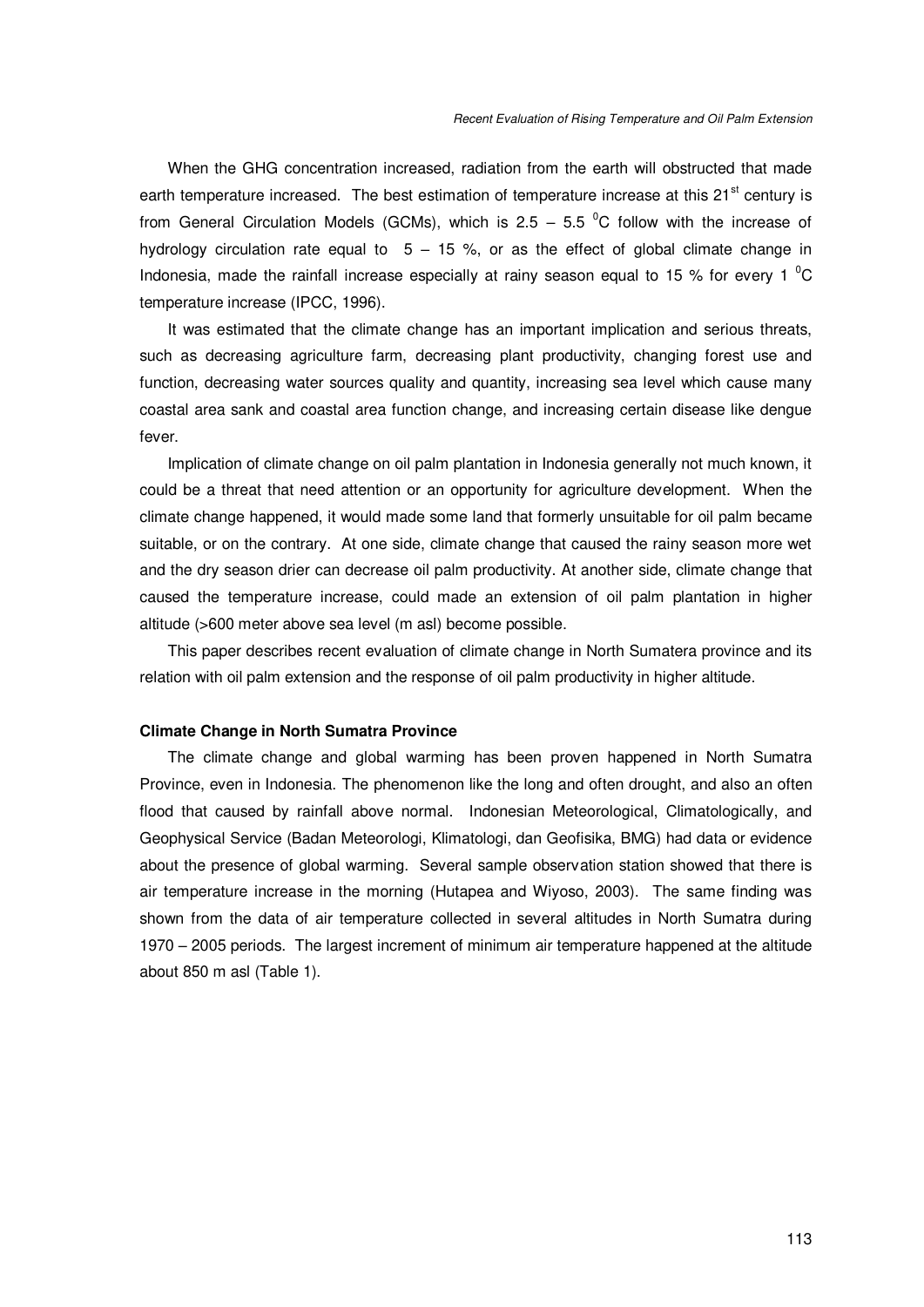When the GHG concentration increased, radiation from the earth will obstructed that made earth temperature increased. The best estimation of temperature increase at this 21[st] century is from General Circulation Models (GCMs), which is 2.5 – 5.5 $^0$C follow with the increase of hydrology circulation rate equal to 5 – 15 %, or as the effect of global climate change in Indonesia, made the rainfall increase especially at rainy season equal to 15 % for every 1 $^0$C temperature increase (IPCC, 1996).

It was estimated that the climate change has an important implication and serious threats, such as decreasing agriculture farm, decreasing plant productivity, changing forest use and function, decreasing water sources quality and quantity, increasing sea level which cause many coastal area sank and coastal area function change, and increasing certain disease like dengue fever.

Implication of climate change on oil palm plantation in Indonesia generally not much known, it could be a threat that need attention or an opportunity for agriculture development. When the climate change happened, it would made some land that formerly unsuitable for oil palm became suitable, or on the contrary. At one side, climate change that caused the rainy season more wet and the dry season drier can decrease oil palm productivity. At another side, climate change that caused the temperature increase, could made an extension of oil palm plantation in higher altitude (>600 meter above sea level (m asl) become possible.

This paper describes recent evaluation of climate change in North Sumatera province and its relation with oil palm extension and the response of oil palm productivity in higher altitude.

**Climate Change in North Sumatra Province**

The climate change and global warming has been proven happened in North Sumatra Province, even in Indonesia. The phenomenon like the long and often drought, and also an often flood that caused by rainfall above normal. Indonesian Meteorological, Climatologically, and Geophysical Service (Badan Meteorologi, Klimatologi, dan Geofisika, BMG) had data or evidence about the presence of global warming. Several sample observation station showed that there is air temperature increase in the morning (Hutapea and Wiyoso, 2003). The same finding was shown from the data of air temperature collected in several altitudes in North Sumatra during 1970 – 2005 periods. The largest increment of minimum air temperature happened at the altitude about 850 m asl (Table 1).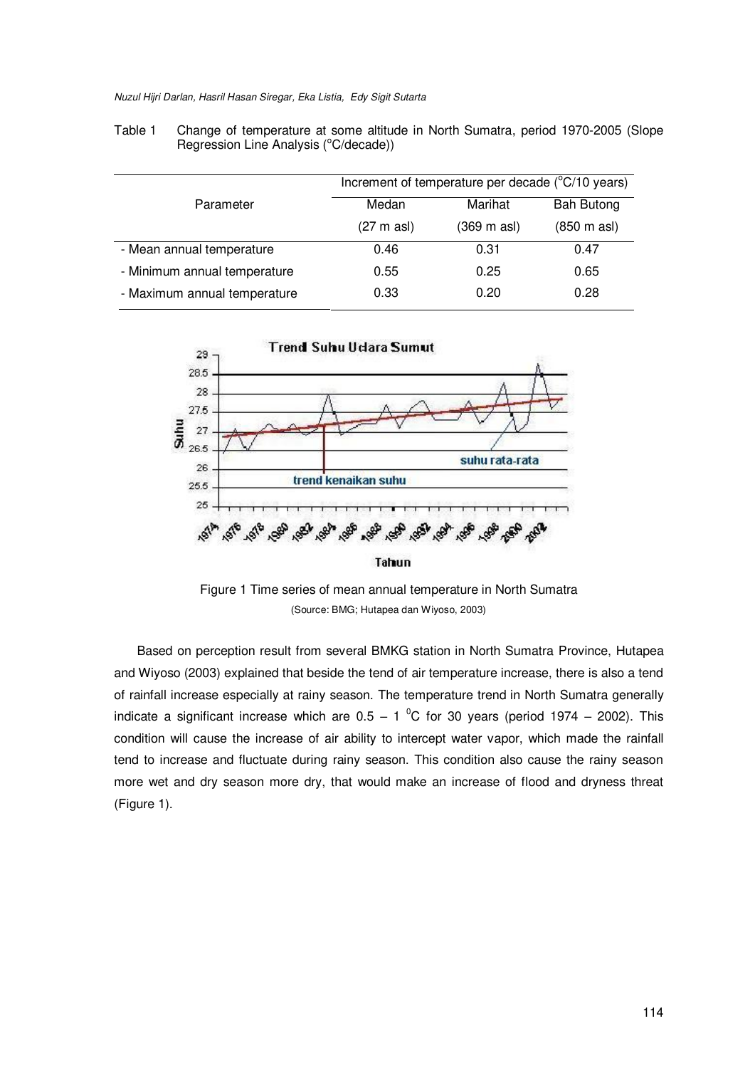Table 1 Change of temperature at some altitude in North Sumatra, period 1970-2005 (Slope Regression Line Analysis (°C/decade))

| Parameter | Increment of temperature per decade (°C/10 years) | | |
|---|---|---|---|
| | Medan (27 m asl) | Marihat (369 m asl) | Bah Butong (850 m asl) |
| - Mean annual temperature | 0.46 | 0.31 | 0.47 |
| - Minimum annual temperature | 0.55 | 0.25 | 0.65 |
| - Maximum annual temperature | 0.33 | 0.20 | 0.28 |

Figure 1 Time series of mean annual temperature in North Sumatra

(Source: BMG; Hutapea dan Wiyoso, 2003)

Based on perception result from several BMKG station in North Sumatra Province, Hutapea and Wiyoso (2003) explained that beside the tend of air temperature increase, there is also a tend of rainfall increase especially at rainy season. The temperature trend in North Sumatra generally indicate a significant increase which are 0.5 – 1 °C for 30 years (period 1974 – 2002). This condition will cause the increase of air ability to intercept water vapor, which made the rainfall tend to increase and fluctuate during rainy season. This condition also cause the rainy season more wet and dry season more dry, that would make an increase of flood and dryness threat (Figure 1).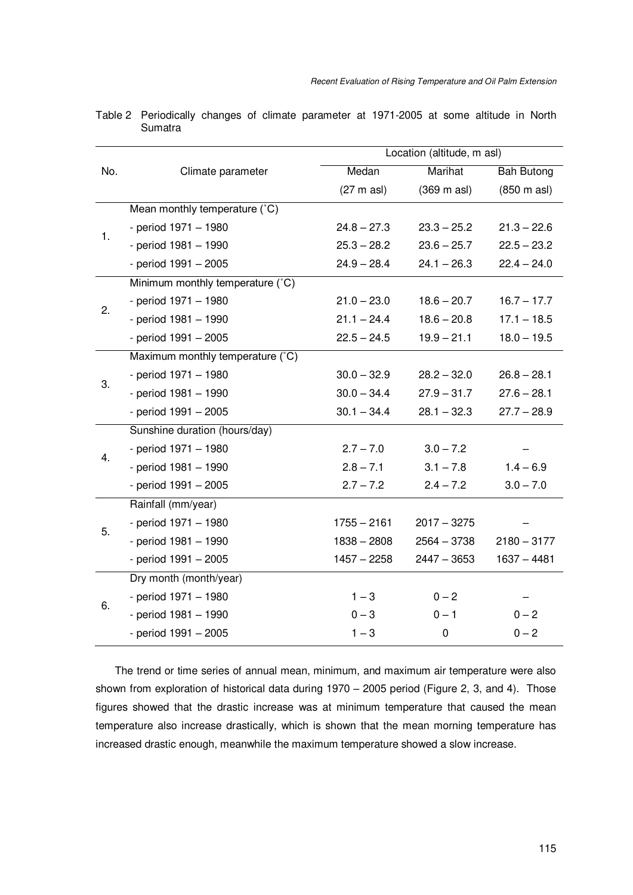Table 2 Periodically changes of climate parameter at 1971-2005 at some altitude in North Sumatra

| No. | Climate parameter | Location (altitude, m asl) | | |
|---|---|---|---|---|
| | | Medan (27 m asl) | Marihat (369 m asl) | Bah Butong (850 m asl) |
| 1. | Mean monthly temperature (˚C) | | | |
| | - period 1971 – 1980 | 24.8 – 27.3 | 23.3 – 25.2 | 21.3 – 22.6 |
| | - period 1981 – 1990 | 25.3 – 28.2 | 23.6 – 25.7 | 22.5 – 23.2 |
| | - period 1991 – 2005 | 24.9 – 28.4 | 24.1 – 26.3 | 22.4 – 24.0 |
| 2. | Minimum monthly temperature (˚C) | | | |
| | - period 1971 – 1980 | 21.0 – 23.0 | 18.6 – 20.7 | 16.7 – 17.7 |
| | - period 1981 – 1990 | 21.1 – 24.4 | 18.6 – 20.8 | 17.1 – 18.5 |
| | - period 1991 – 2005 | 22.5 – 24.5 | 19.9 – 21.1 | 18.0 – 19.5 |
| 3. | Maximum monthly temperature (˚C) | | | |
| | - period 1971 – 1980 | 30.0 – 32.9 | 28.2 – 32.0 | 26.8 – 28.1 |
| | - period 1981 – 1990 | 30.0 – 34.4 | 27.9 – 31.7 | 27.6 – 28.1 |
| | - period 1991 – 2005 | 30.1 – 34.4 | 28.1 – 32.3 | 27.7 – 28.9 |
| 4. | Sunshine duration (hours/day) | | | |
| | - period 1971 – 1980 | 2.7 – 7.0 | 3.0 – 7.2 | – |
| | - period 1981 – 1990 | 2.8 – 7.1 | 3.1 – 7.8 | 1.4 – 6.9 |
| | - period 1991 – 2005 | 2.7 – 7.2 | 2.4 – 7.2 | 3.0 – 7.0 |
| 5. | Rainfall (mm/year) | | | |
| | - period 1971 – 1980 | 1755 – 2161 | 2017 – 3275 | – |
| | - period 1981 – 1990 | 1838 – 2808 | 2564 – 3738 | 2180 – 3177 |
| | - period 1991 – 2005 | 1457 – 2258 | 2447 – 3653 | 1637 – 4481 |
| 6. | Dry month (month/year) | | | |
| | - period 1971 – 1980 | 1 – 3 | 0 – 2 | – |
| | - period 1981 – 1990 | 0 – 3 | 0 – 1 | 0 – 2 |
| | - period 1991 – 2005 | 1 – 3 | 0 | 0 – 2 |

The trend or time series of annual mean, minimum, and maximum air temperature were also shown from exploration of historical data during 1970 – 2005 period (Figure 2, 3, and 4). Those figures showed that the drastic increase was at minimum temperature that caused the mean temperature also increase drastically, which is shown that the mean morning temperature has increased drastic enough, meanwhile the maximum temperature showed a slow increase.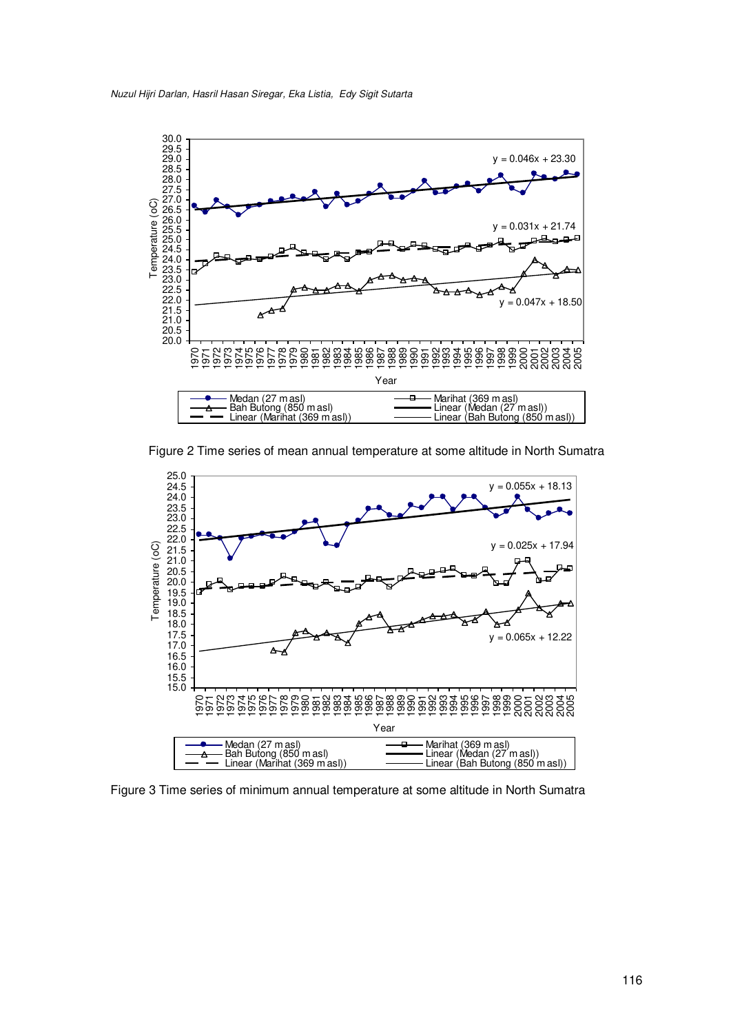Figure 2 Time series of mean annual temperature at some altitude in North Sumatra

Figure 3 Time series of minimum annual temperature at some altitude in North Sumatra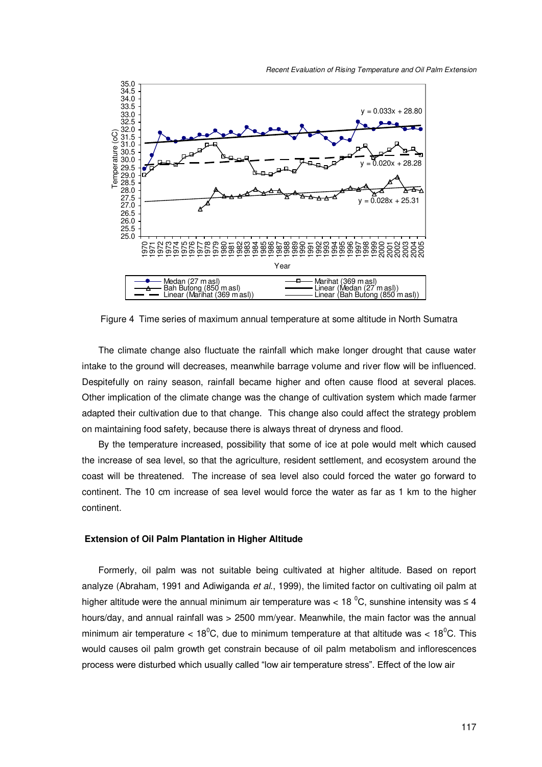Figure 4 Time series of maximum annual temperature at some altitude in North Sumatra

The climate change also fluctuate the rainfall which make longer drought that cause water intake to the ground will decreases, meanwhile barrage volume and river flow will be influenced. Despitefully on rainy season, rainfall became higher and often cause flood at several places. Other implication of the climate change was the change of cultivation system which made farmer adapted their cultivation due to that change. This change also could affect the strategy problem on maintaining food safety, because there is always threat of dryness and flood.

By the temperature increased, possibility that some of ice at pole would melt which caused the increase of sea level, so that the agriculture, resident settlement, and ecosystem around the coast will be threatened. The increase of sea level also could forced the water go forward to continent. The 10 cm increase of sea level would force the water as far as 1 km to the higher continent.

## Extension of Oil Palm Plantation in Higher Altitude

Formerly, oil palm was not suitable being cultivated at higher altitude. Based on report analyze (Abraham, 1991 and Adiwiganda *et al.*, 1999), the limited factor on cultivating oil palm at higher altitude were the annual minimum air temperature was < 18 $^0$C, sunshine intensity was ≤ 4 hours/day, and annual rainfall was > 2500 mm/year. Meanwhile, the main factor was the annual minimum air temperature < 18$^0$C, due to minimum temperature at that altitude was < 18$^0$C. This would causes oil palm growth get constrain because of oil palm metabolism and inflorescences process were disturbed which usually called "low air temperature stress". Effect of the low air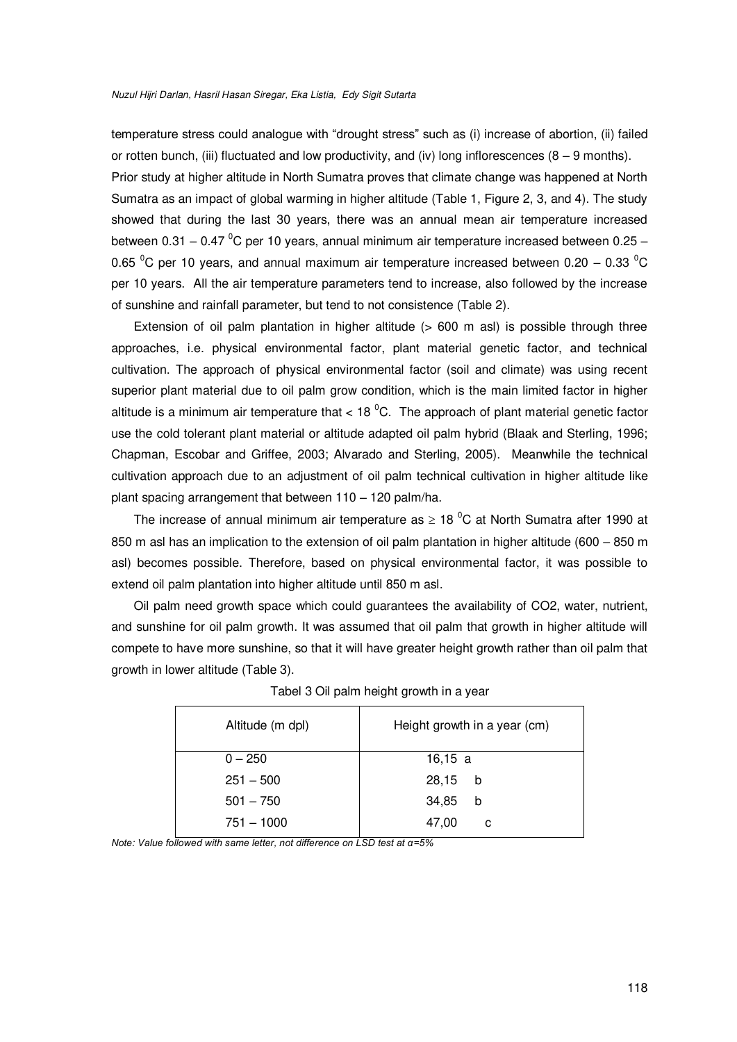temperature stress could analogue with “drought stress” such as (i) increase of abortion, (ii) failed or rotten bunch, (iii) fluctuated and low productivity, and (iv) long inflorescences (8 – 9 months).

Prior study at higher altitude in North Sumatra proves that climate change was happened at North Sumatra as an impact of global warming in higher altitude (Table 1, Figure 2, 3, and 4). The study showed that during the last 30 years, there was an annual mean air temperature increased between 0.31 – 0.47 $^0$C per 10 years, annual minimum air temperature increased between 0.25 – 0.65 $^0$C per 10 years, and annual maximum air temperature increased between 0.20 – 0.33 $^0$C per 10 years. All the air temperature parameters tend to increase, also followed by the increase of sunshine and rainfall parameter, but tend to not consistence (Table 2).

Extension of oil palm plantation in higher altitude (> 600 m asl) is possible through three approaches, i.e. physical environmental factor, plant material genetic factor, and technical cultivation. The approach of physical environmental factor (soil and climate) was using recent superior plant material due to oil palm grow condition, which is the main limited factor in higher altitude is a minimum air temperature that < 18 $^0$C. The approach of plant material genetic factor use the cold tolerant plant material or altitude adapted oil palm hybrid (Blaak and Sterling, 1996; Chapman, Escobar and Griffee, 2003; Alvarado and Sterling, 2005). Meanwhile the technical cultivation approach due to an adjustment of oil palm technical cultivation in higher altitude like plant spacing arrangement that between 110 – 120 palm/ha.

The increase of annual minimum air temperature as $\geq$ 18 $^0$C at North Sumatra after 1990 at 850 m asl has an implication to the extension of oil palm plantation in higher altitude (600 – 850 m asl) becomes possible. Therefore, based on physical environmental factor, it was possible to extend oil palm plantation into higher altitude until 850 m asl.

Oil palm need growth space which could guarantees the availability of CO2, water, nutrient, and sunshine for oil palm growth. It was assumed that oil palm that growth in higher altitude will compete to have more sunshine, so that it will have greater height growth rather than oil palm that growth in lower altitude (Table 3).

Tabel 3 Oil palm height growth in a year

| Altitude (m dpl) | Height growth in a year (cm) |
|---|---|
| 0 – 250 | 16,15 a |
| 251 – 500 | 28,15 b |
| 501 – 750 | 34,85 b |
| 751 – 1000 | 47,00 c |

*Note: Value followed with same letter, not difference on LSD test at α=5%*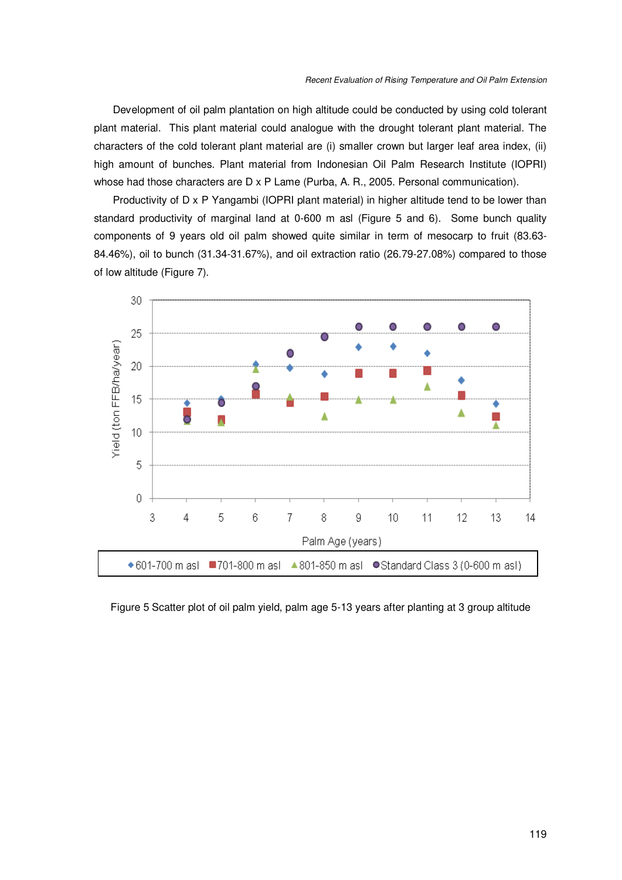Development of oil palm plantation on high altitude could be conducted by using cold tolerant plant material. This plant material could analogue with the drought tolerant plant material. The characters of the cold tolerant plant material are (i) smaller crown but larger leaf area index, (ii) high amount of bunches. Plant material from Indonesian Oil Palm Research Institute (IOPRI) whose had those characters are D x P Lame (Purba, A. R., 2005. Personal communication).

Productivity of D x P Yangambi (IOPRI plant material) in higher altitude tend to be lower than standard productivity of marginal land at 0-600 m asl (Figure 5 and 6). Some bunch quality components of 9 years old oil palm showed quite similar in term of mesocarp to fruit (83.63-84.46%), oil to bunch (31.34-31.67%), and oil extraction ratio (26.79-27.08%) compared to those of low altitude (Figure 7).

Figure 5 Scatter plot of oil palm yield, palm age 5-13 years after planting at 3 group altitude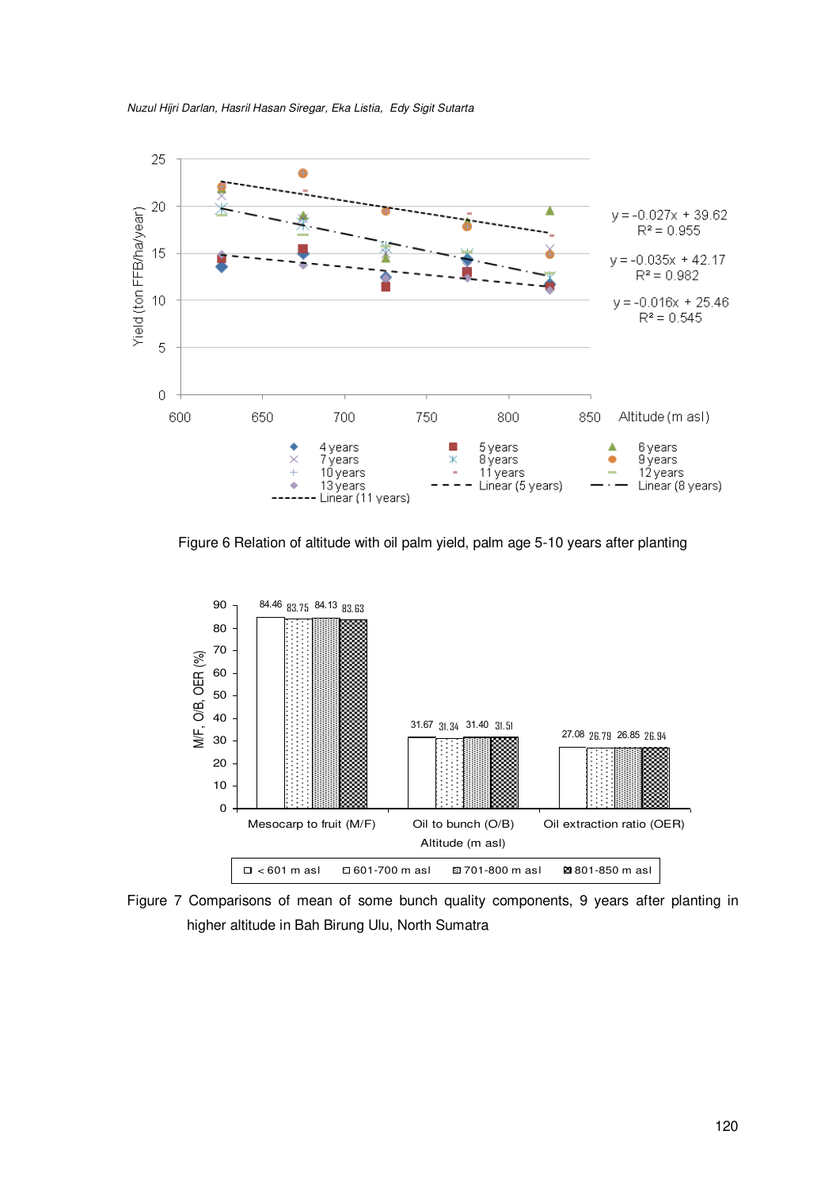Figure 6 Relation of altitude with oil palm yield, palm age 5-10 years after planting

Figure 7 Comparisons of mean of some bunch quality components, 9 years after planting in higher altitude in Bah Birung Ulu, North Sumatra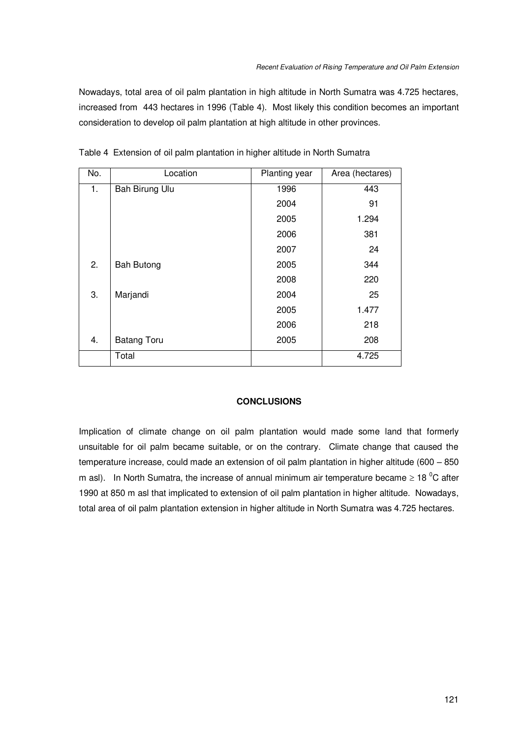Nowadays, total area of oil palm plantation in high altitude in North Sumatra was 4.725 hectares, increased from 443 hectares in 1996 (Table 4). Most likely this condition becomes an important consideration to develop oil palm plantation at high altitude in other provinces.

Table 4 Extension of oil palm plantation in higher altitude in North Sumatra

| No. | Location | Planting year | Area (hectares) |
|---|---|---|---|
| 1. | Bah Birung Ulu | 1996 | 443 |
| | | 2004 | 91 |
| | | 2005 | 1.294 |
| | | 2006 | 381 |
| | | 2007 | 24 |
| 2. | Bah Butong | 2005 | 344 |
| | | 2008 | 220 |
| 3. | Marjandi | 2004 | 25 |
| | | 2005 | 1.477 |
| | | 2006 | 218 |
| 4. | Batang Toru | 2005 | 208 |
| | Total | | 4.725 |

## CONCLUSIONS

Implication of climate change on oil palm plantation would made some land that formerly unsuitable for oil palm became suitable, or on the contrary. Climate change that caused the temperature increase, could made an extension of oil palm plantation in higher altitude (600 – 850 m asl). In North Sumatra, the increase of annual minimum air temperature became $\geq 18\ ^0$C after 1990 at 850 m asl that implicated to extension of oil palm plantation in higher altitude. Nowadays, total area of oil palm plantation extension in higher altitude in North Sumatra was 4.725 hectares.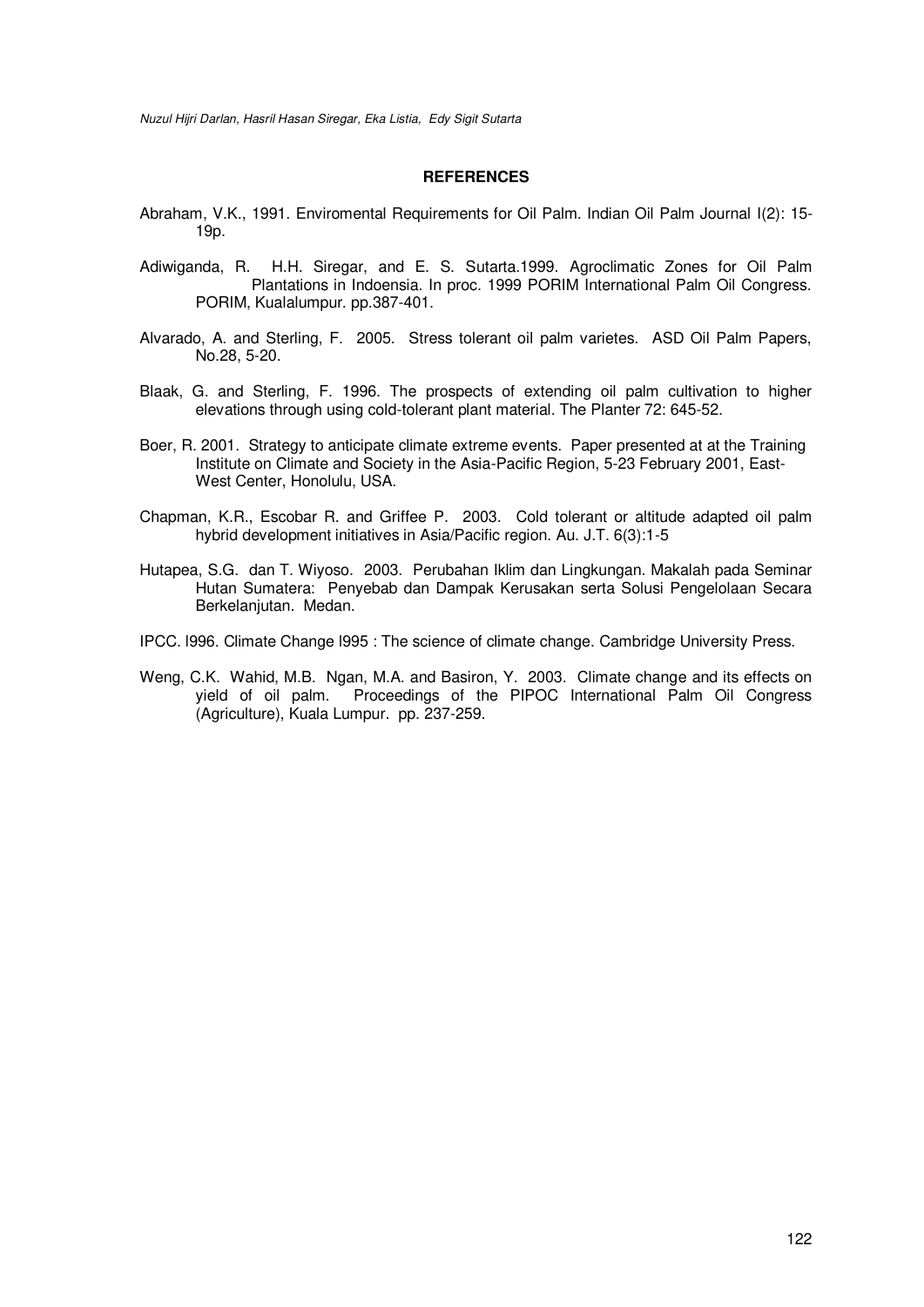**REFERENCES**

Abraham, V.K., 1991. Enviromental Requirements for Oil Palm. Indian Oil Palm Journal I(2): 15-19p.

Adiwiganda, R. H.H. Siregar, and E. S. Sutarta.1999. Agroclimatic Zones for Oil Palm Plantations in Indoensia. In proc. 1999 PORIM International Palm Oil Congress. PORIM, Kualalumpur. pp.387-401.

Alvarado, A. and Sterling, F. 2005. Stress tolerant oil palm varietes. ASD Oil Palm Papers, No.28, 5-20.

Blaak, G. and Sterling, F. 1996. The prospects of extending oil palm cultivation to higher elevations through using cold-tolerant plant material. The Planter 72: 645-52.

Boer, R. 2001. Strategy to anticipate climate extreme events. Paper presented at at the Training Institute on Climate and Society in the Asia-Pacific Region, 5-23 February 2001, East-West Center, Honolulu, USA.

Chapman, K.R., Escobar R. and Griffee P. 2003. Cold tolerant or altitude adapted oil palm hybrid development initiatives in Asia/Pacific region. Au. J.T. 6(3):1-5

Hutapea, S.G. dan T. Wiyoso. 2003. Perubahan Iklim dan Lingkungan. Makalah pada Seminar Hutan Sumatera: Penyebab dan Dampak Kerusakan serta Solusi Pengelolaan Secara Berkelanjutan. Medan.

IPCC. l996. Climate Change l995 : The science of climate change. Cambridge University Press.

Weng, C.K. Wahid, M.B. Ngan, M.A. and Basiron, Y. 2003. Climate change and its effects on yield of oil palm. Proceedings of the PIPOC International Palm Oil Congress (Agriculture), Kuala Lumpur. pp. 237-259.